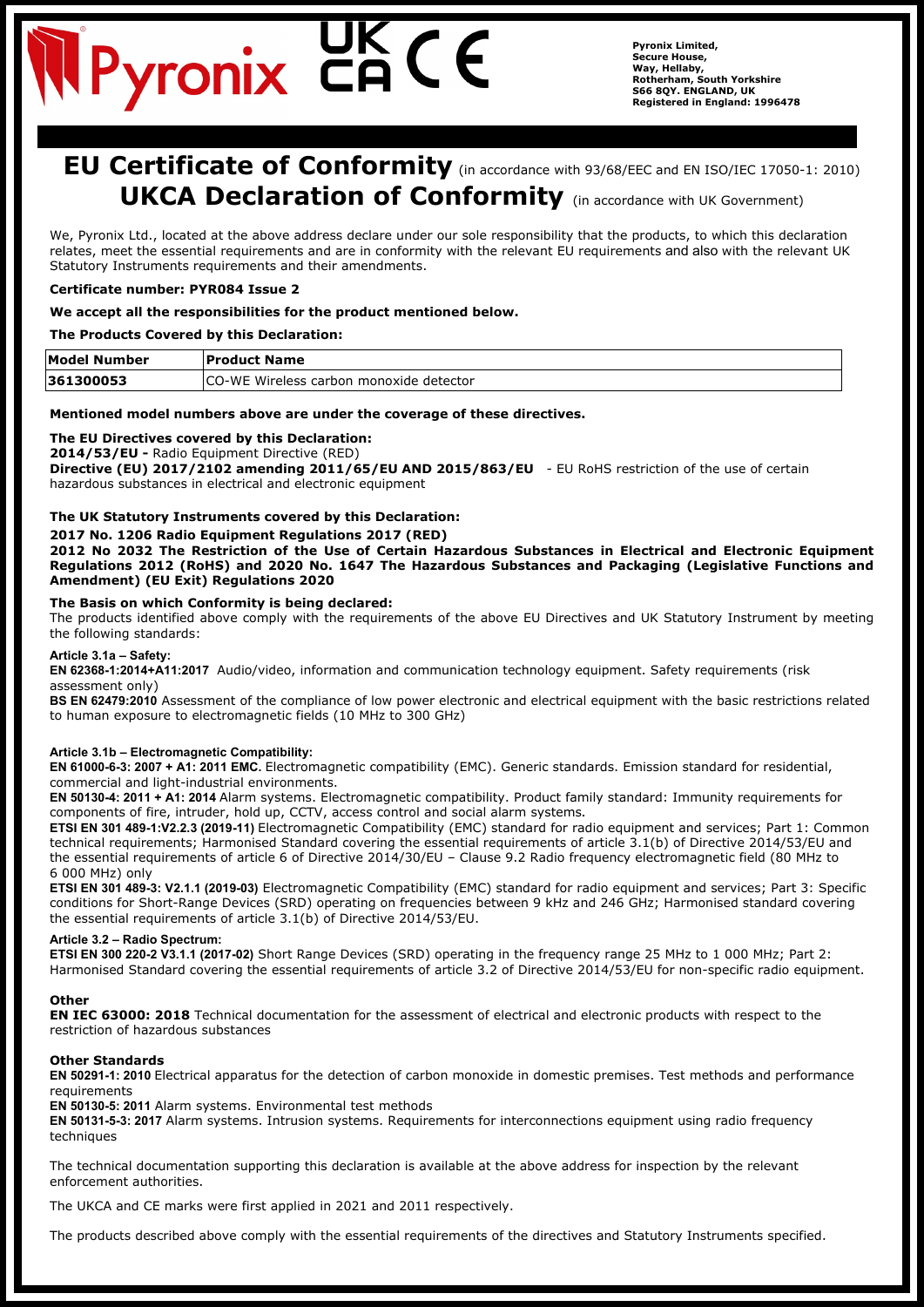Pyronix Limited,
Secure House,
Way, Hellaby,
Rotherham, South Yorkshire
S66 8QY. ENGLAND, UK
Registered in England: 1996478

# EU Certificate of Conformity (in accordance with 93/68/EEC and EN ISO/IEC 17050-1: 2010)

# UKCA Declaration of Conformity (in accordance with UK Government)

We, Pyronix Ltd., located at the above address declare under our sole responsibility that the products, to which this declaration relates, meet the essential requirements and are in conformity with the relevant EU requirements and also with the relevant UK Statutory Instruments requirements and their amendments.

**Certificate number: PYR084 Issue 2**

**We accept all the responsibilities for the product mentioned below.**

**The Products Covered by this Declaration:**

| Model Number | Product Name |
|---|---|
| 361300053 | CO-WE Wireless carbon monoxide detector |

**Mentioned model numbers above are under the coverage of these directives.**

**The EU Directives covered by this Declaration:**
**2014/53/EU -** Radio Equipment Directive (RED)
**Directive (EU) 2017/2102 amending 2011/65/EU AND 2015/863/EU** - EU RoHS restriction of the use of certain hazardous substances in electrical and electronic equipment

**The UK Statutory Instruments covered by this Declaration:**
**2017 No. 1206 Radio Equipment Regulations 2017 (RED)**
**2012 No 2032 The Restriction of the Use of Certain Hazardous Substances in Electrical and Electronic Equipment Regulations 2012 (RoHS) and 2020 No. 1647 The Hazardous Substances and Packaging (Legislative Functions and Amendment) (EU Exit) Regulations 2020**

**The Basis on which Conformity is being declared:**
The products identified above comply with the requirements of the above EU Directives and UK Statutory Instrument by meeting the following standards:

**Article 3.1a – Safety:**
**EN 62368-1:2014+A11:2017** Audio/video, information and communication technology equipment. Safety requirements (risk assessment only)
**BS EN 62479:2010** Assessment of the compliance of low power electronic and electrical equipment with the basic restrictions related to human exposure to electromagnetic fields (10 MHz to 300 GHz)

**Article 3.1b – Electromagnetic Compatibility:**
**EN 61000-6-3: 2007 + A1: 2011 EMC.** Electromagnetic compatibility (EMC). Generic standards. Emission standard for residential, commercial and light-industrial environments.
**EN 50130-4: 2011 + A1: 2014** Alarm systems. Electromagnetic compatibility. Product family standard: Immunity requirements for components of fire, intruder, hold up, CCTV, access control and social alarm systems.
**ETSI EN 301 489-1:V2.2.3 (2019-11)** Electromagnetic Compatibility (EMC) standard for radio equipment and services; Part 1: Common technical requirements; Harmonised Standard covering the essential requirements of article 3.1(b) of Directive 2014/53/EU and the essential requirements of article 6 of Directive 2014/30/EU – Clause 9.2 Radio frequency electromagnetic field (80 MHz to 6 000 MHz) only
**ETSI EN 301 489-3: V2.1.1 (2019-03)** Electromagnetic Compatibility (EMC) standard for radio equipment and services; Part 3: Specific conditions for Short-Range Devices (SRD) operating on frequencies between 9 kHz and 246 GHz; Harmonised standard covering the essential requirements of article 3.1(b) of Directive 2014/53/EU.

**Article 3.2 – Radio Spectrum:**
**ETSI EN 300 220-2 V3.1.1 (2017-02)** Short Range Devices (SRD) operating in the frequency range 25 MHz to 1 000 MHz; Part 2: Harmonised Standard covering the essential requirements of article 3.2 of Directive 2014/53/EU for non-specific radio equipment.

**Other**
**EN IEC 63000: 2018** Technical documentation for the assessment of electrical and electronic products with respect to the restriction of hazardous substances

**Other Standards**
**EN 50291-1: 2010** Electrical apparatus for the detection of carbon monoxide in domestic premises. Test methods and performance requirements
**EN 50130-5: 2011** Alarm systems. Environmental test methods
**EN 50131-5-3: 2017** Alarm systems. Intrusion systems. Requirements for interconnections equipment using radio frequency techniques

The technical documentation supporting this declaration is available at the above address for inspection by the relevant enforcement authorities.

The UKCA and CE marks were first applied in 2021 and 2011 respectively.

The products described above comply with the essential requirements of the directives and Statutory Instruments specified.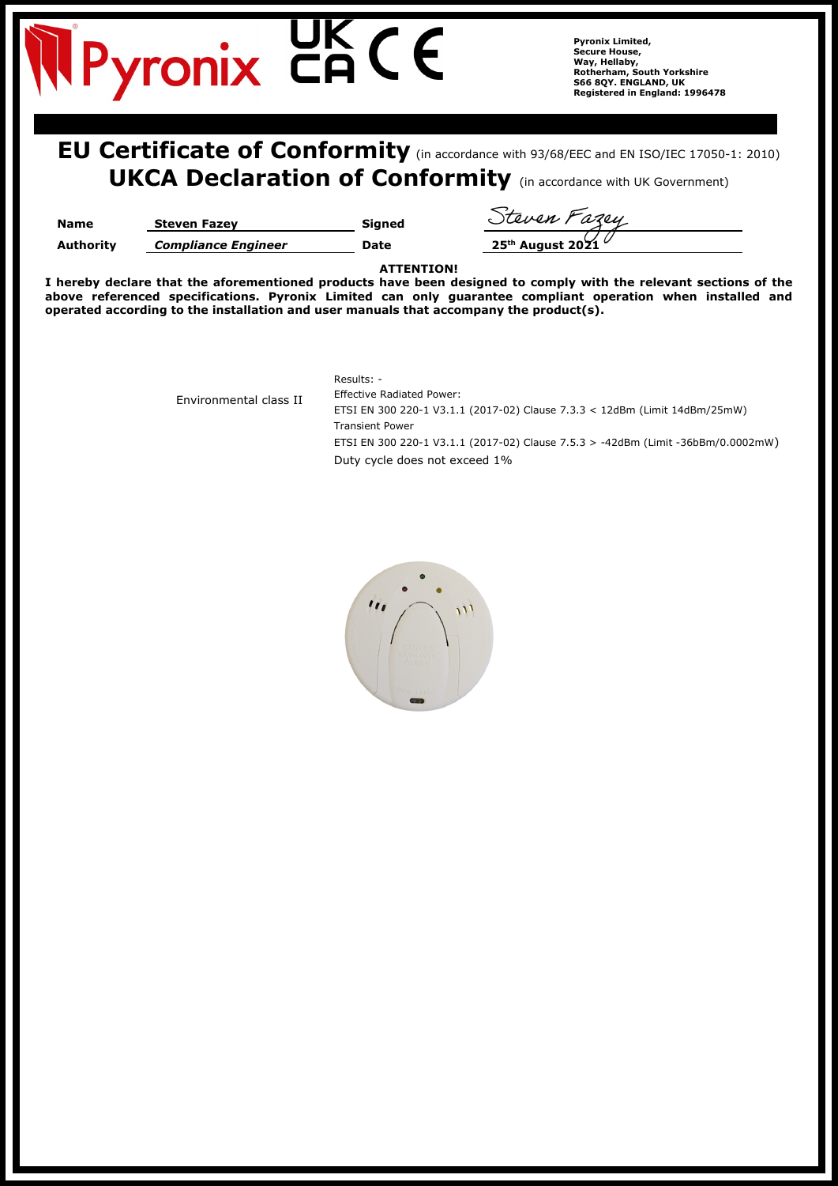Pyronix Limited,
Secure House,
Way, Hellaby,
Rotherham, South Yorkshire
S66 8QY. ENGLAND, UK
Registered in England: 1996478

# EU Certificate of Conformity (in accordance with 93/68/EEC and EN ISO/IEC 17050-1: 2010)

## UKCA Declaration of Conformity (in accordance with UK Government)

| | | | |
|---|---|---|---|
| **Name** | **Steven Fazey** | **Signed** | Steven Fazey |
| **Authority** | ***Compliance Engineer*** | **Date** | **25th August 2021** |

**ATTENTION!**

**I hereby declare that the aforementioned products have been designed to comply with the relevant sections of the above referenced specifications. Pyronix Limited can only guarantee compliant operation when installed and operated according to the installation and user manuals that accompany the product(s).**

| | |
|---|---|
| Environmental class II | Results: -<br>Effective Radiated Power:<br>ETSI EN 300 220-1 V3.1.1 (2017-02) Clause 7.3.3 < 12dBm (Limit 14dBm/25mW)<br>Transient Power<br>ETSI EN 300 220-1 V3.1.1 (2017-02) Clause 7.5.3 > -42dBm (Limit -36bBm/0.0002mW)<br>Duty cycle does not exceed 1% |